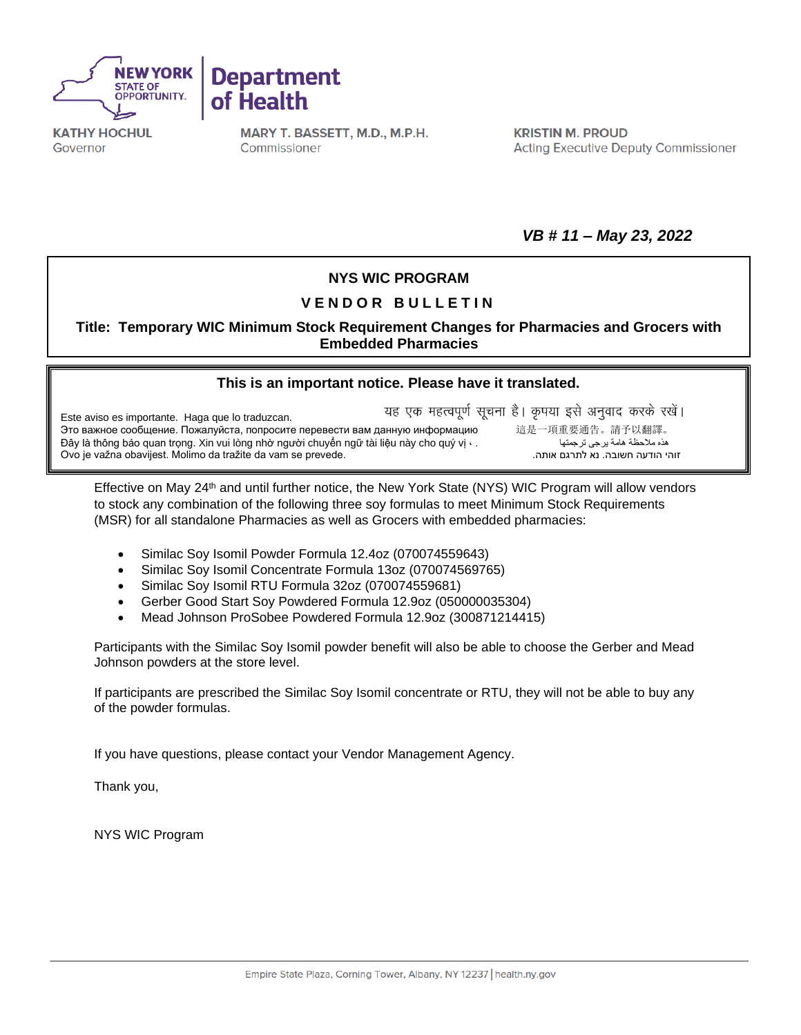**NEW YORK STATE OF OPPORTUNITY.** | **Department of Health**

**KATHY HOCHUL**
Governor

**MARY T. BASSETT, M.D., M.P.H.**
Commissioner

**KRISTIN M. PROUD**
Acting Executive Deputy Commissioner

***VB # 11 – May 23, 2022***

**NYS WIC PROGRAM**

**VENDOR BULLETIN**

**Title: Temporary WIC Minimum Stock Requirement Changes for Pharmacies and Grocers with Embedded Pharmacies**

**This is an important notice. Please have it translated.**

Este aviso es importante. Haga que lo traduzcan.
Это важное сообщение. Пожалуйста, попросите перевести вам данную информацию
Đây là thông báo quan trọng. Xin vui lòng nhờ người chuyển ngữ tài liệu này cho quý vị.
Ovo je važna obavijest. Molimo da tražite da vam se prevede.
यह एक महत्वपूर्ण सूचना है। कृपया इसे अनुवाद करके रखें।
這是一項重要通告。請予以翻譯。
هذه ملاحظة هامة يرجى ترجمتها
זוהי הודעה חשובה. נא לתרגם אותה.

Effective on May 24th and until further notice, the New York State (NYS) WIC Program will allow vendors to stock any combination of the following three soy formulas to meet Minimum Stock Requirements (MSR) for all standalone Pharmacies as well as Grocers with embedded pharmacies:

- Similac Soy Isomil Powder Formula 12.4oz (070074559643)
- Similac Soy Isomil Concentrate Formula 13oz (070074569765)
- Similac Soy Isomil RTU Formula 32oz (070074559681)
- Gerber Good Start Soy Powdered Formula 12.9oz (050000035304)
- Mead Johnson ProSobee Powdered Formula 12.9oz (300871214415)

Participants with the Similac Soy Isomil powder benefit will also be able to choose the Gerber and Mead Johnson powders at the store level.

If participants are prescribed the Similac Soy Isomil concentrate or RTU, they will not be able to buy any of the powder formulas.

If you have questions, please contact your Vendor Management Agency.

Thank you,

NYS WIC Program

Empire State Plaza, Corning Tower, Albany, NY 12237 | health.ny.gov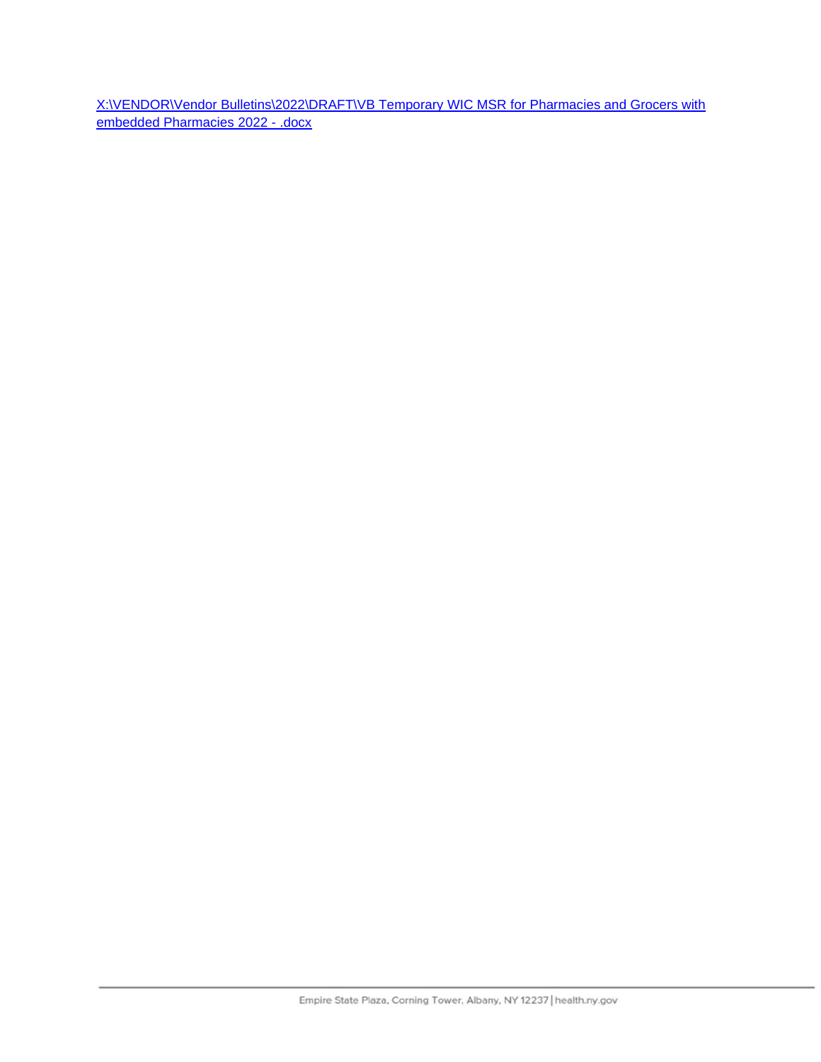[X:\VENDOR\Vendor Bulletins\2022\DRAFT\VB Temporary WIC MSR for Pharmacies and Grocers with embedded Pharmacies 2022 - .docx](X:\VENDOR\Vendor Bulletins\2022\DRAFT\VB Temporary WIC MSR for Pharmacies and Grocers with embedded Pharmacies 2022 - .docx)